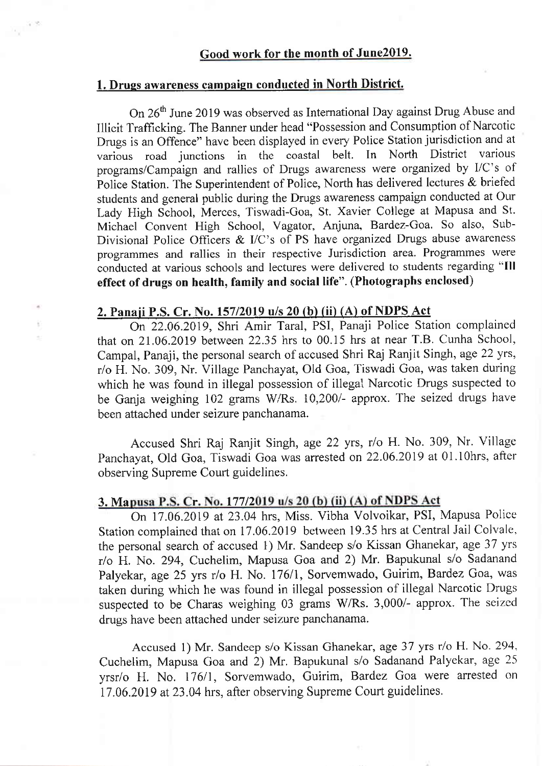## Good work for the month of June2019.

### 1. Drugs awareness campaign conducted in North District.

On 26th June 2019 was observed as International Day against Drug Abuse and Illicit Trafficking. The Banner under head "Possession and Consumption of Narcotic Drugs is an Offence" have been displayed in every Police Station jurisdiction and at various road junctions in the coastal belt. In North District various programs/Campaign and rallies of Drugs awareness were organized by I/C's of Police Station. The Superintendent of Police, North has delivered lectures & briefed students and general public during the Drugs awareness campaign conducted at Our Lady High School, Merces, Tiswadi-Goa, St. Xavier College at Mapusa and St. Michael Convent High School, Vagator, Anjuna, Bardez-Goa. So also, Sub-Divisional Police Officers & I/C's of PS have organized Drugs abuse awareness programmes and rallies in their respective Jurisdiction area. Programmes were conducted at various schools and lectures were delivered to students regarding "**Ill effect of drugs on health, family and social life**". **(Photographs enclosed)**

### 2. Panaji P.S. Cr. No. 157/2019 u/s 20 (b) (ii) (A) of NDPS Act

On 22.06.2019, Shri Amir Taral, PSI, Panaji Police Station complained that on 21.06.2019 between 22.35 hrs to 00.15 hrs at near T.B. Cunha School, Campal, Panaji, the personal search of accused Shri Raj Ranjit Singh, age 22 yrs, r/o H. No. 309, Nr. Village Panchayat, Old Goa, Tiswadi Goa, was taken during which he was found in illegal possession of illegal Narcotic Drugs suspected to be Ganja weighing 102 grams W/Rs. 10,200/- approx. The seized drugs have been attached under seizure panchanama.

Accused Shri Raj Ranjit Singh, age 22 yrs, r/o H. No. 309, Nr. Village Panchayat, Old Goa, Tiswadi Goa was arrested on 22.06.2019 at 01.10hrs, after observing Supreme Court guidelines.

### 3. Mapusa P.S. Cr. No. 177/2019 u/s 20 (b) (ii) (A) of NDPS Act

On 17.06.2019 at 23.04 hrs, Miss. Vibha Volvoikar, PSI, Mapusa Police Station complained that on 17.06.2019 between 19.35 hrs at Central Jail Colvale, the personal search of accused 1) Mr. Sandeep s/o Kissan Ghanekar, age 37 yrs r/o H. No. 294, Cuchelim, Mapusa Goa and 2) Mr. Bapukunal s/o Sadanand Palyekar, age 25 yrs r/o H. No. 176/1, Sorvemwado, Guirim, Bardez Goa, was taken during which he was found in illegal possession of illegal Narcotic Drugs suspected to be Charas weighing 03 grams W/Rs. 3,000/- approx. The seized drugs have been attached under seizure panchanama.

Accused 1) Mr. Sandeep s/o Kissan Ghanekar, age 37 yrs r/o H. No. 294, Cuchelim, Mapusa Goa and 2) Mr. Bapukunal s/o Sadanand Palyekar, age 25 yrsr/o H. No. 176/1, Sorvemwado, Guirim, Bardez Goa were arrested on 17.06.2019 at 23.04 hrs, after observing Supreme Court guidelines.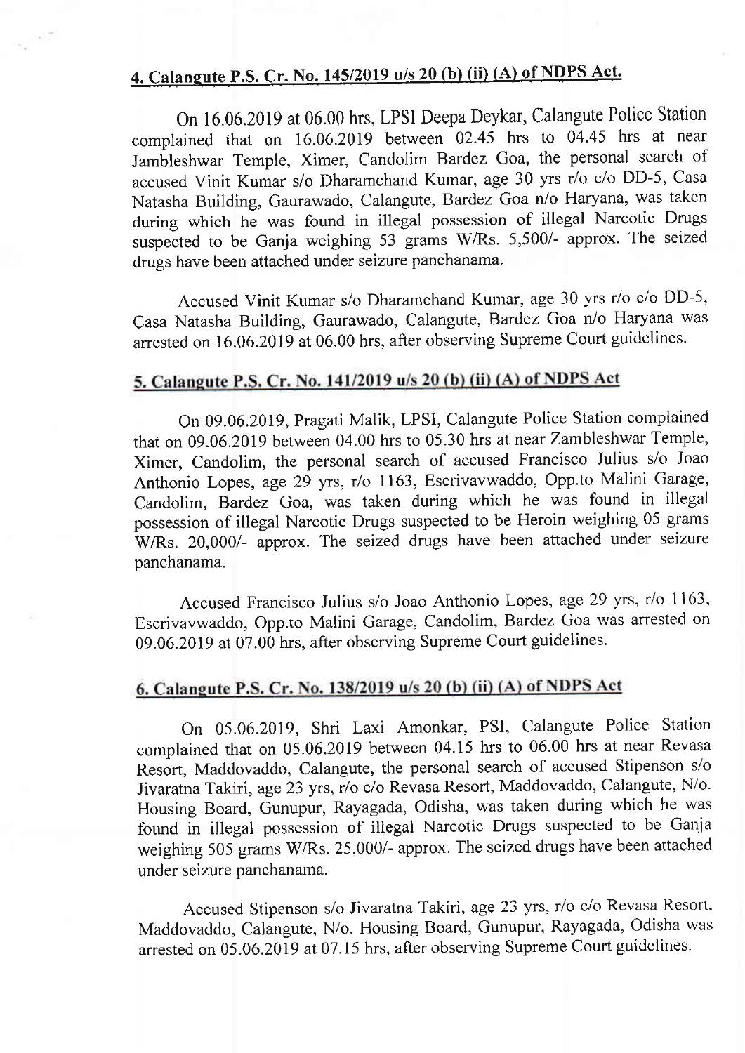## 4. Calangute P.S. Cr. No. 145/2019 u/s 20 (b) (ii) (A) of NDPS Act.

On 16.06.2019 at 06.00 hrs, LPSI Deepa Deykar, Calangute Police Station complained that on 16.06.2019 between 02.45 hrs to 04.45 hrs at near Jambleshwar Temple, Ximer, Candolim Bardez Goa, the personal search of accused Vinit Kumar s/o Dharamchand Kumar, age 30 yrs r/o c/o DD-5, Casa Natasha Building, Gaurawado, Calangute, Bardez Goa n/o Haryana, was taken during which he was found in illegal possession of illegal Narcotic Drugs suspected to be Ganja weighing 53 grams W/Rs. 5,500/- approx. The seized drugs have been attached under seizure panchanama.

Accused Vinit Kumar s/o Dharamchand Kumar, age 30 yrs r/o c/o DD-5, Casa Natasha Building, Gaurawado, Calangute, Bardez Goa n/o Haryana was arrested on 16.06.2019 at 06.00 hrs, after observing Supreme Court guidelines.

## 5. Calangute P.S. Cr. No. 141/2019 u/s 20 (b) (ii) (A) of NDPS Act

On 09.06.2019, Pragati Malik, LPSI, Calangute Police Station complained that on 09.06.2019 between 04.00 hrs to 05.30 hrs at near Zambleshwar Temple, Ximer, Candolim, the personal search of accused Francisco Julius s/o Joao Anthonio Lopes, age 29 yrs, r/o 1163, Escrivavwaddo, Opp.to Malini Garage, Candolim, Bardez Goa, was taken during which he was found in illegal possession of illegal Narcotic Drugs suspected to be Heroin weighing 05 grams W/Rs. 20,000/- approx. The seized drugs have been attached under seizure panchanama.

Accused Francisco Julius s/o Joao Anthonio Lopes, age 29 yrs, r/o 1163, Escrivavwaddo, Opp.to Malini Garage, Candolim, Bardez Goa was arrested on 09.06.2019 at 07.00 hrs, after observing Supreme Court guidelines.

## 6. Calangute P.S. Cr. No. 138/2019 u/s 20 (b) (ii) (A) of NDPS Act

On 05.06.2019, Shri Laxi Amonkar, PSI, Calangute Police Station complained that on 05.06.2019 between 04.15 hrs to 06.00 hrs at near Revasa Resort, Maddovaddo, Calangute, the personal search of accused Stipenson s/o Jivaratna Takiri, age 23 yrs, r/o c/o Revasa Resort, Maddovaddo, Calangute, N/o. Housing Board, Gunupur, Rayagada, Odisha, was taken during which he was found in illegal possession of illegal Narcotic Drugs suspected to be Ganja weighing 505 grams W/Rs. 25,000/- approx. The seized drugs have been attached under seizure panchanama.

Accused Stipenson s/o Jivaratna Takiri, age 23 yrs, r/o c/o Revasa Resort, Maddovaddo, Calangute, N/o. Housing Board, Gunupur, Rayagada, Odisha was arrested on 05.06.2019 at 07.15 hrs, after observing Supreme Court guidelines.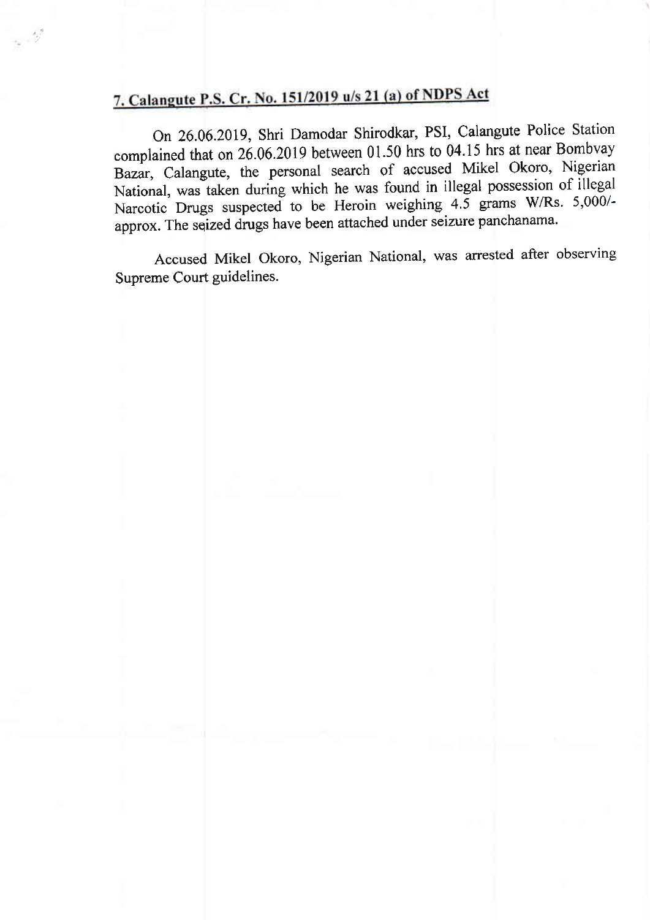## 7. Calangute P.S. Cr. No. 151/2019 u/s 21 (a) of NDPS Act

On 26.06.2019, Shri Damodar Shirodkar, PSI, Calangute Police Station complained that on 26.06.2019 between 01.50 hrs to 04.15 hrs at near Bombvay Bazar, Calangute, the personal search of accused Mikel Okoro, Nigerian National, was taken during which he was found in illegal possession of illegal Narcotic Drugs suspected to be Heroin weighing 4.5 grams W/Rs. 5,000/- approx. The seized drugs have been attached under seizure panchanama.

Accused Mikel Okoro, Nigerian National, was arrested after observing Supreme Court guidelines.